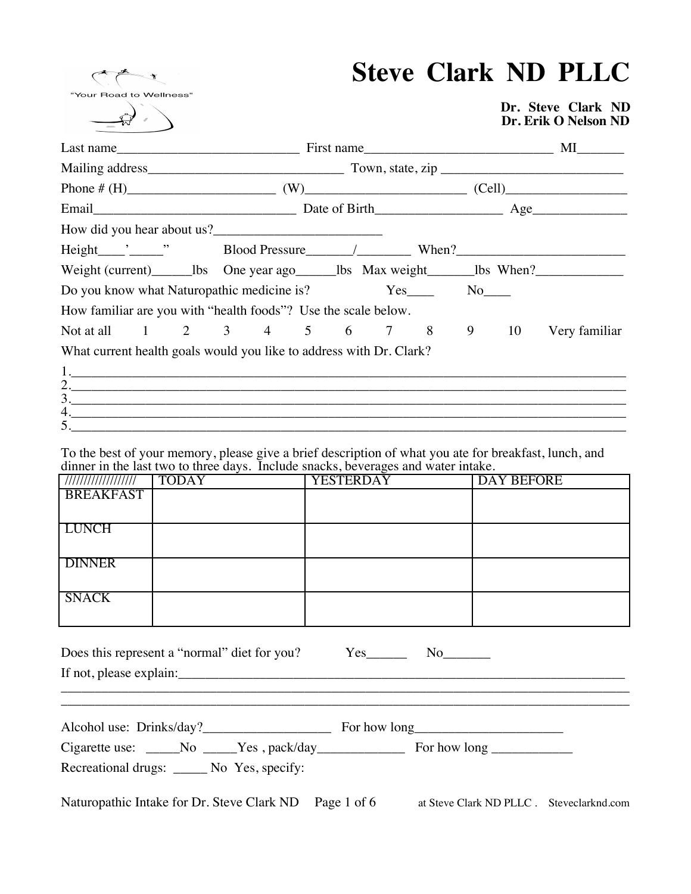"Your Road to Wellness"

# Steve Clark ND PLLC

**Dr. Steve Clark ND**
**Dr. Erik O Nelson ND**

Last name___________________________ First name___________________________ MI_______

Mailing address_____________________________ Town, state, zip __________________________

Phone # (H)_____________________ (W)_______________________ (Cell)_________________

Email______________________________ Date of Birth__________________ Age______________

How did you hear about us?_________________________

Height____'_____" Blood Pressure_______/________ When?_________________________

Weight (current)______lbs One year ago______lbs Max weight_______lbs When?_____________

Do you know what Naturopathic medicine is? Yes____ No____

How familiar are you with "health foods"? Use the scale below.

Not at all 1 2 3 4 5 6 7 8 9 10 Very familiar

What current health goals would you like to address with Dr. Clark?

1.______________________________________________________________________________
2.______________________________________________________________________________
3.______________________________________________________________________________
4.______________________________________________________________________________
5.______________________________________________________________________________

To the best of your memory, please give a brief description of what you ate for breakfast, lunch, and dinner in the last two to three days. Include snacks, beverages and water intake.

| ////////////////// | TODAY | YESTERDAY | DAY BEFORE |
|---|---|---|---|
| BREAKFAST | | | |
| LUNCH | | | |
| DINNER | | | |
| SNACK | | | |

Does this represent a "normal" diet for you? Yes______ No_______

If not, please explain:_________________________________________________________________
________________________________________________________________________________
________________________________________________________________________________

Alcohol use: Drinks/day?___________________ For how long______________________

Cigarette use: _____No _____Yes , pack/day_____________ For how long ____________

Recreational drugs: _____ No Yes, specify: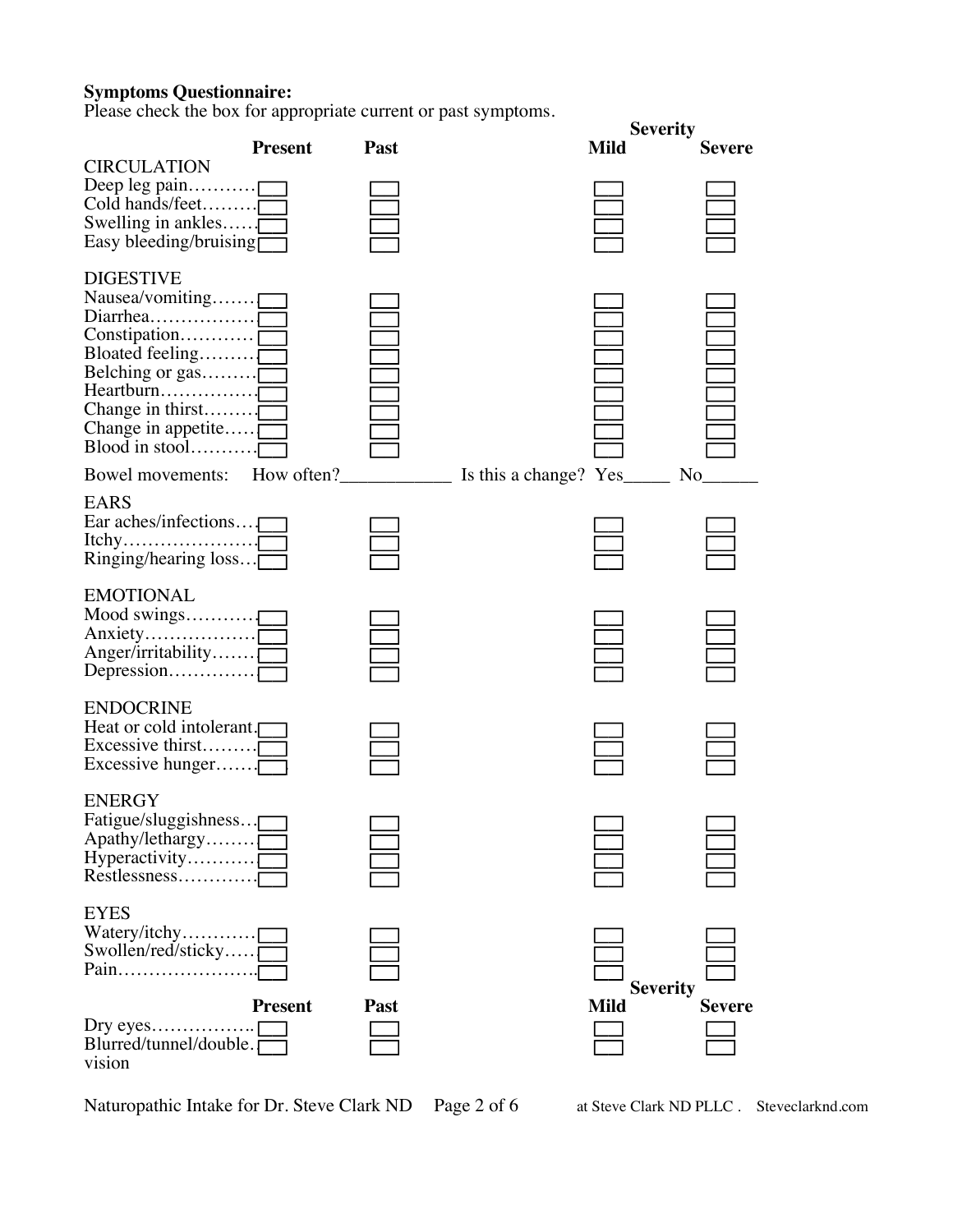**Symptoms Questionnaire:**
Please check the box for appropriate current or past symptoms.

| | Present | Past | Severity Mild | Severity Severe |
|---|---|---|---|---|
| **CIRCULATION** | | | | |
| Deep leg pain | ☐ | ☐ | ☐ | ☐ |
| Cold hands/feet | ☐ | ☐ | ☐ | ☐ |
| Swelling in ankles | ☐ | ☐ | ☐ | ☐ |
| Easy bleeding/bruising | ☐ | ☐ | ☐ | ☐ |
| **DIGESTIVE** | | | | |
| Nausea/vomiting | ☐ | ☐ | ☐ | ☐ |
| Diarrhea | ☐ | ☐ | ☐ | ☐ |
| Constipation | ☐ | ☐ | ☐ | ☐ |
| Bloated feeling | ☐ | ☐ | ☐ | ☐ |
| Belching or gas | ☐ | ☐ | ☐ | ☐ |
| Heartburn | ☐ | ☐ | ☐ | ☐ |
| Change in thirst | ☐ | ☐ | ☐ | ☐ |
| Change in appetite | ☐ | ☐ | ☐ | ☐ |
| Blood in stool | ☐ | ☐ | ☐ | ☐ |

Bowel movements: How often?____________ Is this a change? Yes_____ No______

| | Present | Past | Severity Mild | Severity Severe |
|---|---|---|---|---|
| **EARS** | | | | |
| Ear aches/infections | ☐ | ☐ | ☐ | ☐ |
| Itchy | ☐ | ☐ | ☐ | ☐ |
| Ringing/hearing loss | ☐ | ☐ | ☐ | ☐ |
| **EMOTIONAL** | | | | |
| Mood swings | ☐ | ☐ | ☐ | ☐ |
| Anxiety | ☐ | ☐ | ☐ | ☐ |
| Anger/irritability | ☐ | ☐ | ☐ | ☐ |
| Depression | ☐ | ☐ | ☐ | ☐ |
| **ENDOCRINE** | | | | |
| Heat or cold intolerant | ☐ | ☐ | ☐ | ☐ |
| Excessive thirst | ☐ | ☐ | ☐ | ☐ |
| Excessive hunger | ☐ | ☐ | ☐ | ☐ |
| **ENERGY** | | | | |
| Fatigue/sluggishness | ☐ | ☐ | ☐ | ☐ |
| Apathy/lethargy | ☐ | ☐ | ☐ | ☐ |
| Hyperactivity | ☐ | ☐ | ☐ | ☐ |
| Restlessness | ☐ | ☐ | ☐ | ☐ |
| **EYES** | | | | |
| Watery/itchy | ☐ | ☐ | ☐ | ☐ |
| Swollen/red/sticky | ☐ | ☐ | ☐ | ☐ |
| Pain | ☐ | ☐ | ☐ | ☐ |
| Dry eyes | ☐ | ☐ | ☐ | ☐ |
| Blurred/tunnel/double vision | ☐ | ☐ | ☐ | ☐ |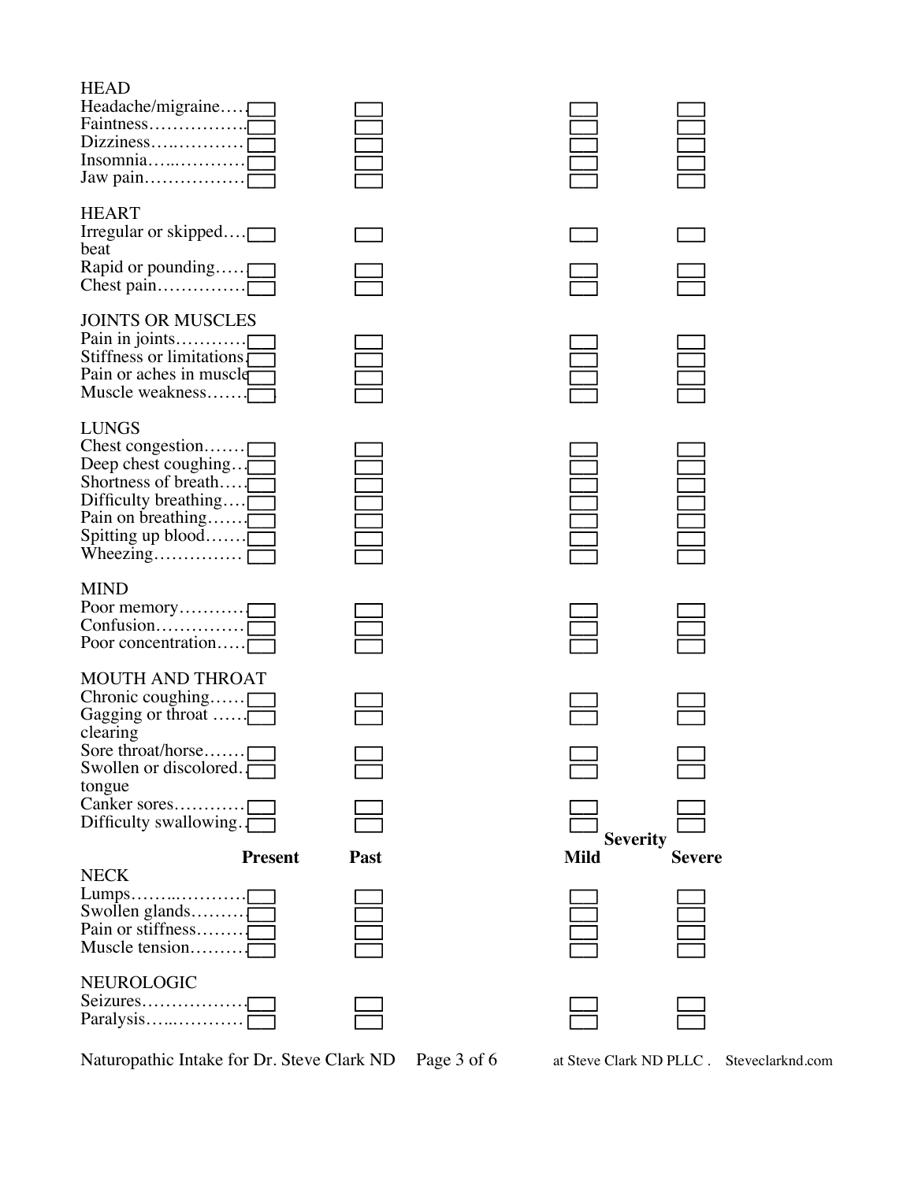| | Present | Past | Severity: Mild | Severe |
|---|---|---|---|---|
| **HEAD** | | | | |
| Headache/migraine | ☐ | ☐ | ☐ | ☐ |
| Faintness | ☐ | ☐ | ☐ | ☐ |
| Dizziness | ☐ | ☐ | ☐ | ☐ |
| Insomnia | ☐ | ☐ | ☐ | ☐ |
| Jaw pain | ☐ | ☐ | ☐ | ☐ |
| **HEART** | | | | |
| Irregular or skipped beat | ☐ | ☐ | ☐ | ☐ |
| Rapid or pounding | ☐ | ☐ | ☐ | ☐ |
| Chest pain | ☐ | ☐ | ☐ | ☐ |
| **JOINTS OR MUSCLES** | | | | |
| Pain in joints | ☐ | ☐ | ☐ | ☐ |
| Stiffness or limitations | ☐ | ☐ | ☐ | ☐ |
| Pain or aches in muscle | ☐ | ☐ | ☐ | ☐ |
| Muscle weakness | ☐ | ☐ | ☐ | ☐ |
| **LUNGS** | | | | |
| Chest congestion | ☐ | ☐ | ☐ | ☐ |
| Deep chest coughing | ☐ | ☐ | ☐ | ☐ |
| Shortness of breath | ☐ | ☐ | ☐ | ☐ |
| Difficulty breathing | ☐ | ☐ | ☐ | ☐ |
| Pain on breathing | ☐ | ☐ | ☐ | ☐ |
| Spitting up blood | ☐ | ☐ | ☐ | ☐ |
| Wheezing | ☐ | ☐ | ☐ | ☐ |
| **MIND** | | | | |
| Poor memory | ☐ | ☐ | ☐ | ☐ |
| Confusion | ☐ | ☐ | ☐ | ☐ |
| Poor concentration | ☐ | ☐ | ☐ | ☐ |
| **MOUTH AND THROAT** | | | | |
| Chronic coughing | ☐ | ☐ | ☐ | ☐ |
| Gagging or throat clearing | ☐ | ☐ | ☐ | ☐ |
| Sore throat/horse | ☐ | ☐ | ☐ | ☐ |
| Swollen or discolored tongue | ☐ | ☐ | ☐ | ☐ |
| Canker sores | ☐ | ☐ | ☐ | ☐ |
| Difficulty swallowing | ☐ | ☐ | ☐ | ☐ |
| **NECK** | | | | |
| Lumps | ☐ | ☐ | ☐ | ☐ |
| Swollen glands | ☐ | ☐ | ☐ | ☐ |
| Pain or stiffness | ☐ | ☐ | ☐ | ☐ |
| Muscle tension | ☐ | ☐ | ☐ | ☐ |
| **NEUROLOGIC** | | | | |
| Seizures | ☐ | ☐ | ☐ | ☐ |
| Paralysis | ☐ | ☐ | ☐ | ☐ |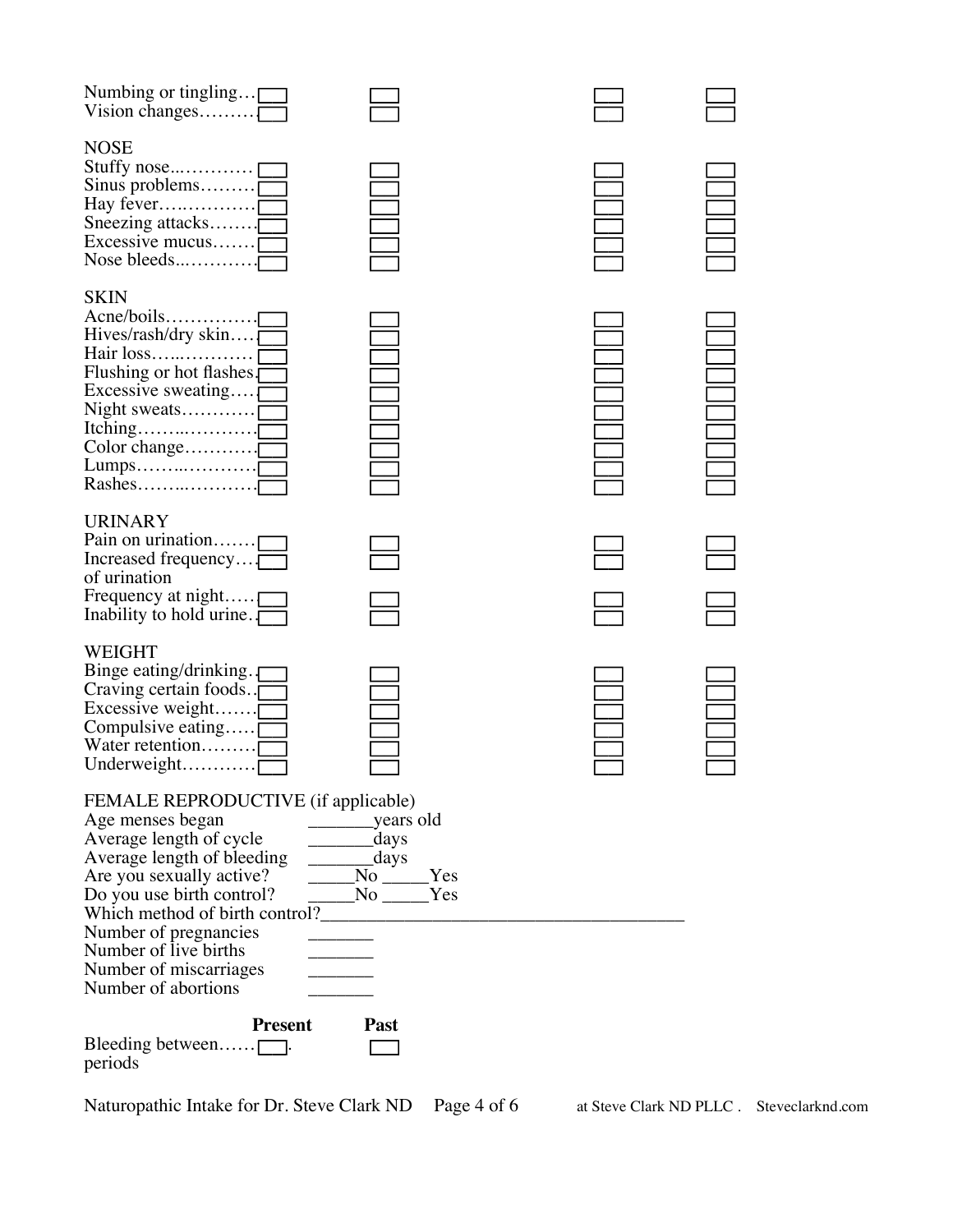| | | | |
|---|---|---|---|
| Numbing or tingling… ☐ | ☐ | ☐ | ☐ |
| Vision changes……… ☐ | ☐ | ☐ | ☐ |

**NOSE**

| | | | |
|---|---|---|---|
| Stuffy nose..………… ☐ | ☐ | ☐ | ☐ |
| Sinus problems……… ☐ | ☐ | ☐ | ☐ |
| Hay fever…..………… ☐ | ☐ | ☐ | ☐ |
| Sneezing attacks…….. ☐ | ☐ | ☐ | ☐ |
| Excessive mucus……. ☐ | ☐ | ☐ | ☐ |
| Nose bleeds..………… ☐ | ☐ | ☐ | ☐ |

**SKIN**

| | | | |
|---|---|---|---|
| Acne/boils…………… ☐ | ☐ | ☐ | ☐ |
| Hives/rash/dry skin…. ☐ | ☐ | ☐ | ☐ |
| Hair loss…..………… ☐ | ☐ | ☐ | ☐ |
| Flushing or hot flashes ☐ | ☐ | ☐ | ☐ |
| Excessive sweating…. ☐ | ☐ | ☐ | ☐ |
| Night sweats………… ☐ | ☐ | ☐ | ☐ |
| Itching…….………… ☐ | ☐ | ☐ | ☐ |
| Color change………… ☐ | ☐ | ☐ | ☐ |
| Lumps…….………… ☐ | ☐ | ☐ | ☐ |
| Rashes…….………… ☐ | ☐ | ☐ | ☐ |

**URINARY**

| | | | |
|---|---|---|---|
| Pain on urination……. ☐ | ☐ | ☐ | ☐ |
| Increased frequency… ☐ of urination | ☐ | ☐ | ☐ |
| Frequency at night….. ☐ | ☐ | ☐ | ☐ |
| Inability to hold urine.. ☐ | ☐ | ☐ | ☐ |

**WEIGHT**

| | | | |
|---|---|---|---|
| Binge eating/drinking.. ☐ | ☐ | ☐ | ☐ |
| Craving certain foods.. ☐ | ☐ | ☐ | ☐ |
| Excessive weight……. ☐ | ☐ | ☐ | ☐ |
| Compulsive eating….. ☐ | ☐ | ☐ | ☐ |
| Water retention……… ☐ | ☐ | ☐ | ☐ |
| Underweight………… ☐ | ☐ | ☐ | ☐ |

**FEMALE REPRODUCTIVE** (if applicable)

Age menses began _______years old

Average length of cycle _______days

Average length of bleeding _______days

Are you sexually active? _____No _____Yes

Do you use birth control? _____No _____Yes

Which method of birth control?_______________________________________

Number of pregnancies _______

Number of live births _______

Number of miscarriages _______

Number of abortions _______

| | **Present** | **Past** |
|---|---|---|
| Bleeding between periods…… | ☐ | ☐ |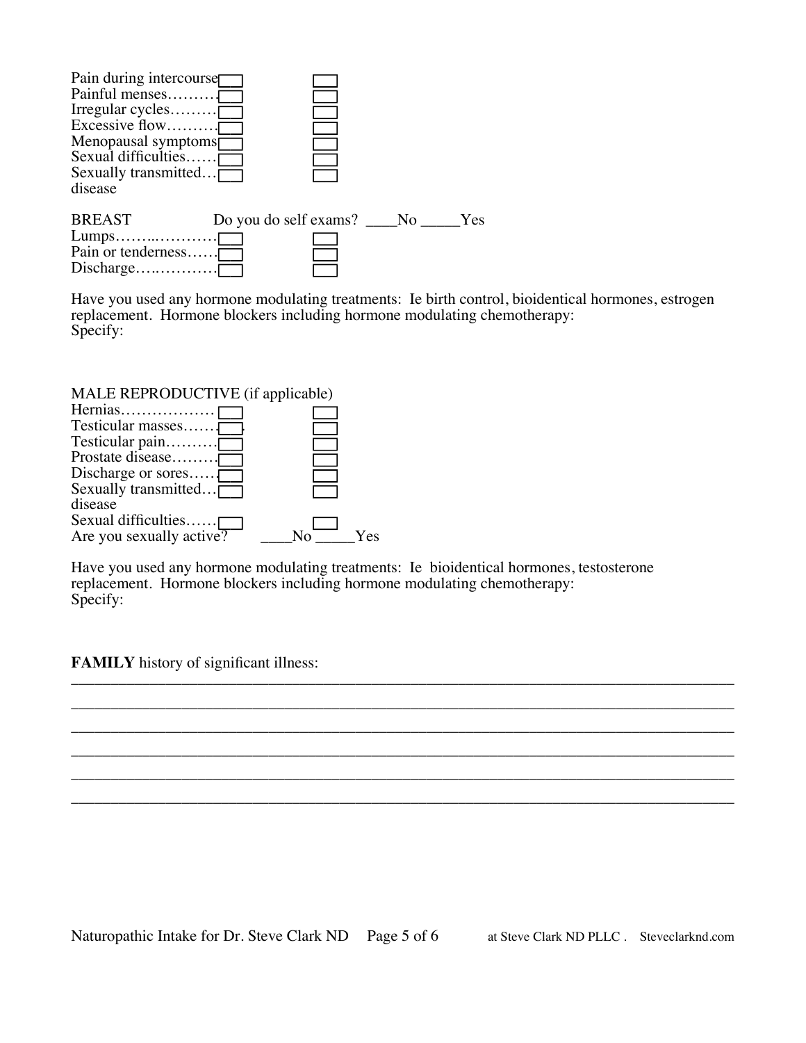| | | |
|---|---|---|
| Pain during intercourse | ☐ | ☐ |
| Painful menses……… | ☐ | ☐ |
| Irregular cycles……… | ☐ | ☐ |
| Excessive flow……… | ☐ | ☐ |
| Menopausal symptoms | ☐ | ☐ |
| Sexual difficulties…… | ☐ | ☐ |
| Sexually transmitted… disease | ☐ | ☐ |

BREAST Do you do self exams? ____No _____Yes

| | | |
|---|---|---|
| Lumps……..………… | ☐ | ☐ |
| Pain or tenderness…… | ☐ | ☐ |
| Discharge….………… | ☐ | ☐ |

Have you used any hormone modulating treatments: Ie birth control, bioidentical hormones, estrogen replacement. Hormone blockers including hormone modulating chemotherapy:
Specify:

MALE REPRODUCTIVE (if applicable)

| | | |
|---|---|---|
| Hernias……………… | ☐ | ☐ |
| Testicular masses…… | ☐ | ☐ |
| Testicular pain………. | ☐ | ☐ |
| Prostate disease……… | ☐ | ☐ |
| Discharge or sores….. | ☐ | ☐ |
| Sexually transmitted… disease | ☐ | ☐ |
| Sexual difficulties…… | ☐ | ☐ |

Are you sexually active? ____No _____Yes

Have you used any hormone modulating treatments: Ie bioidentical hormones, testosterone replacement. Hormone blockers including hormone modulating chemotherapy:
Specify:

**FAMILY** history of significant illness:
________________________________________________________________________________
________________________________________________________________________________
________________________________________________________________________________
________________________________________________________________________________
________________________________________________________________________________
________________________________________________________________________________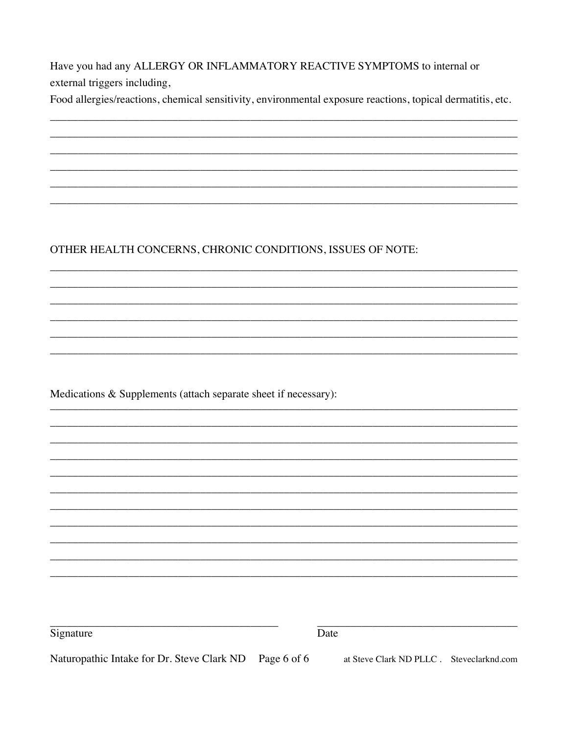Have you had any ALLERGY OR INFLAMMATORY REACTIVE SYMPTOMS to internal or external triggers including,
Food allergies/reactions, chemical sensitivity, environmental exposure reactions, topical dermatitis, etc.

OTHER HEALTH CONCERNS, CHRONIC CONDITIONS, ISSUES OF NOTE:

Medications & Supplements (attach separate sheet if necessary):

Signature

Date